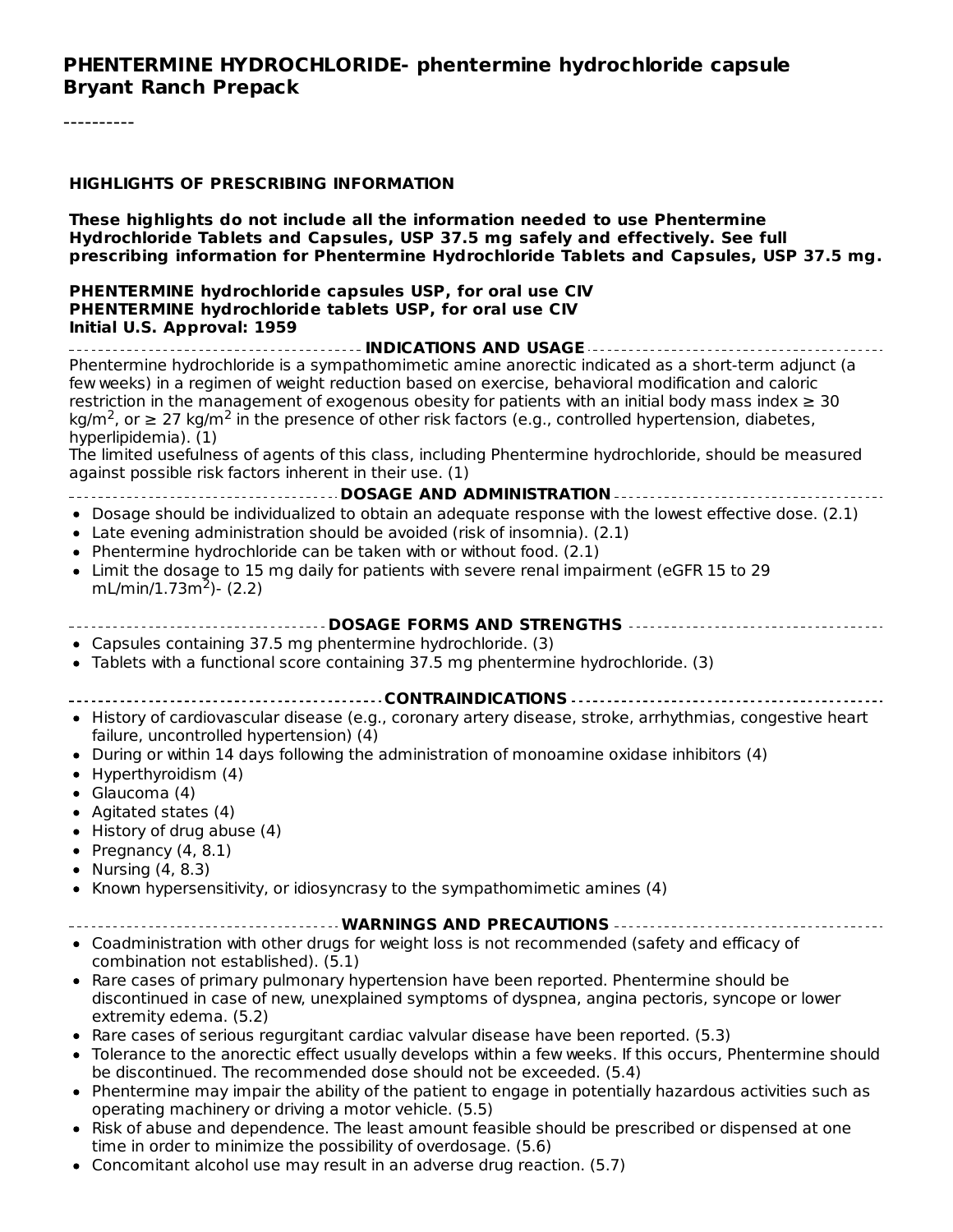# PHENTERMINE HYDROCHLORIDE- phentermine hydrochloride capsule
**Bryant Ranch Prepack**

----------

## HIGHLIGHTS OF PRESCRIBING INFORMATION

**These highlights do not include all the information needed to use Phentermine Hydrochloride Tablets and Capsules, USP 37.5 mg safely and effectively. See full prescribing information for Phentermine Hydrochloride Tablets and Capsules, USP 37.5 mg.**

**PHENTERMINE hydrochloride capsules USP, for oral use CIV**
**PHENTERMINE hydrochloride tablets USP, for oral use CIV**
**Initial U.S. Approval: 1959**

### INDICATIONS AND USAGE

Phentermine hydrochloride is a sympathomimetic amine anorectic indicated as a short-term adjunct (a few weeks) in a regimen of weight reduction based on exercise, behavioral modification and caloric restriction in the management of exogenous obesity for patients with an initial body mass index ≥ 30 kg/m$^2$, or ≥ 27 kg/m$^2$ in the presence of other risk factors (e.g., controlled hypertension, diabetes, hyperlipidemia). (1)

The limited usefulness of agents of this class, including Phentermine hydrochloride, should be measured against possible risk factors inherent in their use. (1)

### DOSAGE AND ADMINISTRATION

- Dosage should be individualized to obtain an adequate response with the lowest effective dose. (2.1)
- Late evening administration should be avoided (risk of insomnia). (2.1)
- Phentermine hydrochloride can be taken with or without food. (2.1)
- Limit the dosage to 15 mg daily for patients with severe renal impairment (eGFR 15 to 29 mL/min/1.73m$^2$)- (2.2)

### DOSAGE FORMS AND STRENGTHS

- Capsules containing 37.5 mg phentermine hydrochloride. (3)
- Tablets with a functional score containing 37.5 mg phentermine hydrochloride. (3)

### CONTRAINDICATIONS

- History of cardiovascular disease (e.g., coronary artery disease, stroke, arrhythmias, congestive heart failure, uncontrolled hypertension) (4)
- During or within 14 days following the administration of monoamine oxidase inhibitors (4)
- Hyperthyroidism (4)
- Glaucoma (4)
- Agitated states (4)
- History of drug abuse (4)
- Pregnancy (4, 8.1)
- Nursing (4, 8.3)
- Known hypersensitivity, or idiosyncrasy to the sympathomimetic amines (4)

### WARNINGS AND PRECAUTIONS

- Coadministration with other drugs for weight loss is not recommended (safety and efficacy of combination not established). (5.1)
- Rare cases of primary pulmonary hypertension have been reported. Phentermine should be discontinued in case of new, unexplained symptoms of dyspnea, angina pectoris, syncope or lower extremity edema. (5.2)
- Rare cases of serious regurgitant cardiac valvular disease have been reported. (5.3)
- Tolerance to the anorectic effect usually develops within a few weeks. If this occurs, Phentermine should be discontinued. The recommended dose should not be exceeded. (5.4)
- Phentermine may impair the ability of the patient to engage in potentially hazardous activities such as operating machinery or driving a motor vehicle. (5.5)
- Risk of abuse and dependence. The least amount feasible should be prescribed or dispensed at one time in order to minimize the possibility of overdosage. (5.6)
- Concomitant alcohol use may result in an adverse drug reaction. (5.7)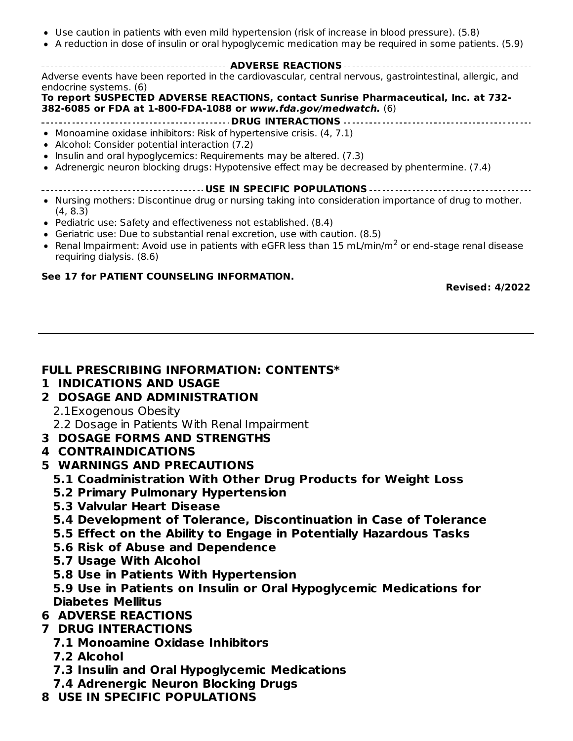- Use caution in patients with even mild hypertension (risk of increase in blood pressure). (5.8)
- A reduction in dose of insulin or oral hypoglycemic medication may be required in some patients. (5.9)

**ADVERSE REACTIONS**

Adverse events have been reported in the cardiovascular, central nervous, gastrointestinal, allergic, and endocrine systems. (6)

**To report SUSPECTED ADVERSE REACTIONS, contact Sunrise Pharmaceutical, Inc. at 732-382-6085 or FDA at 1-800-FDA-1088 or *www.fda.gov/medwatch.*** (6)

**DRUG INTERACTIONS**

- Monoamine oxidase inhibitors: Risk of hypertensive crisis. (4, 7.1)
- Alcohol: Consider potential interaction (7.2)
- Insulin and oral hypoglycemics: Requirements may be altered. (7.3)
- Adrenergic neuron blocking drugs: Hypotensive effect may be decreased by phentermine. (7.4)

**USE IN SPECIFIC POPULATIONS**

- Nursing mothers: Discontinue drug or nursing taking into consideration importance of drug to mother. (4, 8.3)
- Pediatric use: Safety and effectiveness not established. (8.4)
- Geriatric use: Due to substantial renal excretion, use with caution. (8.5)
- Renal Impairment: Avoid use in patients with eGFR less than 15 mL/min/$m^2$ or end-stage renal disease requiring dialysis. (8.6)

**See 17 for PATIENT COUNSELING INFORMATION.**

**Revised: 4/2022**

---

## FULL PRESCRIBING INFORMATION: CONTENTS*

**1 INDICATIONS AND USAGE**

**2 DOSAGE AND ADMINISTRATION**

- 2.1 Exogenous Obesity
- 2.2 Dosage in Patients With Renal Impairment

**3 DOSAGE FORMS AND STRENGTHS**

**4 CONTRAINDICATIONS**

**5 WARNINGS AND PRECAUTIONS**

- **5.1 Coadministration With Other Drug Products for Weight Loss**
- **5.2 Primary Pulmonary Hypertension**
- **5.3 Valvular Heart Disease**
- **5.4 Development of Tolerance, Discontinuation in Case of Tolerance**
- **5.5 Effect on the Ability to Engage in Potentially Hazardous Tasks**
- **5.6 Risk of Abuse and Dependence**
- **5.7 Usage With Alcohol**
- **5.8 Use in Patients With Hypertension**
- **5.9 Use in Patients on Insulin or Oral Hypoglycemic Medications for Diabetes Mellitus**

**6 ADVERSE REACTIONS**

**7 DRUG INTERACTIONS**

- **7.1 Monoamine Oxidase Inhibitors**
- **7.2 Alcohol**
- **7.3 Insulin and Oral Hypoglycemic Medications**
- **7.4 Adrenergic Neuron Blocking Drugs**

**8 USE IN SPECIFIC POPULATIONS**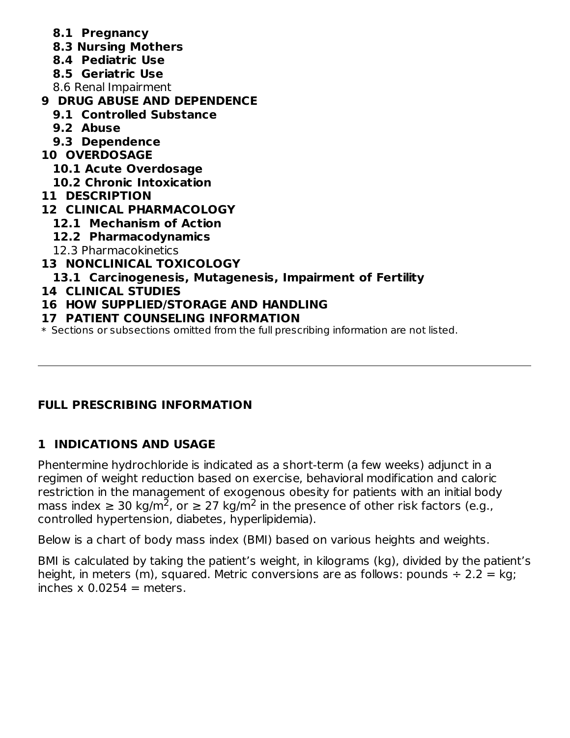**8.1 Pregnancy**
**8.3 Nursing Mothers**
**8.4 Pediatric Use**
**8.5 Geriatric Use**
8.6 Renal Impairment
**9 DRUG ABUSE AND DEPENDENCE**
**9.1 Controlled Substance**
**9.2 Abuse**
**9.3 Dependence**
**10 OVERDOSAGE**
**10.1 Acute Overdosage**
**10.2 Chronic Intoxication**
**11 DESCRIPTION**
**12 CLINICAL PHARMACOLOGY**
**12.1 Mechanism of Action**
**12.2 Pharmacodynamics**
12.3 Pharmacokinetics
**13 NONCLINICAL TOXICOLOGY**
**13.1 Carcinogenesis, Mutagenesis, Impairment of Fertility**
**14 CLINICAL STUDIES**
**16 HOW SUPPLIED/STORAGE AND HANDLING**
**17 PATIENT COUNSELING INFORMATION**

* Sections or subsections omitted from the full prescribing information are not listed.

---

## FULL PRESCRIBING INFORMATION

## 1 INDICATIONS AND USAGE

Phentermine hydrochloride is indicated as a short-term (a few weeks) adjunct in a regimen of weight reduction based on exercise, behavioral modification and caloric restriction in the management of exogenous obesity for patients with an initial body mass index ≥ 30 kg/$m^2$, or ≥ 27 kg/$m^2$ in the presence of other risk factors (e.g., controlled hypertension, diabetes, hyperlipidemia).

Below is a chart of body mass index (BMI) based on various heights and weights.

BMI is calculated by taking the patient's weight, in kilograms (kg), divided by the patient's height, in meters (m), squared. Metric conversions are as follows: pounds ÷ 2.2 = kg; inches x 0.0254 = meters.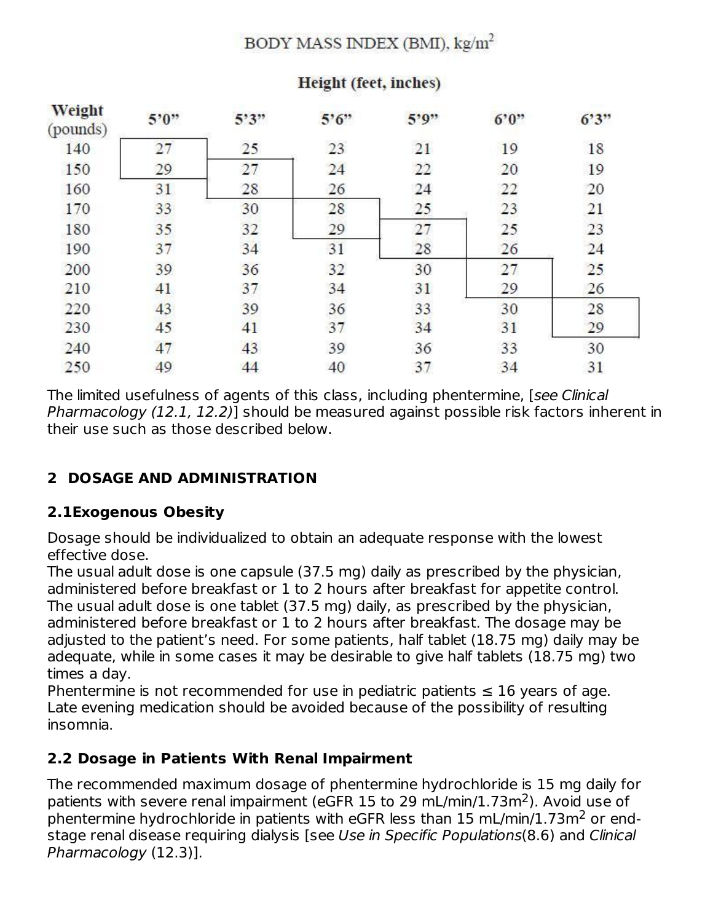BODY MASS INDEX (BMI), $kg/m^2$

| Weight (pounds) | Height (feet, inches) | | | | | |
|---|---|---|---|---|---|---|
| | 5'0" | 5'3" | 5'6" | 5'9" | 6'0" | 6'3" |
| 140 | 27 | 25 | 23 | 21 | 19 | 18 |
| 150 | 29 | 27 | 24 | 22 | 20 | 19 |
| 160 | 31 | 28 | 26 | 24 | 22 | 20 |
| 170 | 33 | 30 | 28 | 25 | 23 | 21 |
| 180 | 35 | 32 | 29 | 27 | 25 | 23 |
| 190 | 37 | 34 | 31 | 28 | 26 | 24 |
| 200 | 39 | 36 | 32 | 30 | 27 | 25 |
| 210 | 41 | 37 | 34 | 31 | 29 | 26 |
| 220 | 43 | 39 | 36 | 33 | 30 | 28 |
| 230 | 45 | 41 | 37 | 34 | 31 | 29 |
| 240 | 47 | 43 | 39 | 36 | 33 | 30 |
| 250 | 49 | 44 | 40 | 37 | 34 | 31 |

The limited usefulness of agents of this class, including phentermine, [*see Clinical Pharmacology (12.1, 12.2)*] should be measured against possible risk factors inherent in their use such as those described below.

## 2 DOSAGE AND ADMINISTRATION

### 2.1Exogenous Obesity

Dosage should be individualized to obtain an adequate response with the lowest effective dose.
The usual adult dose is one capsule (37.5 mg) daily as prescribed by the physician, administered before breakfast or 1 to 2 hours after breakfast for appetite control.
The usual adult dose is one tablet (37.5 mg) daily, as prescribed by the physician, administered before breakfast or 1 to 2 hours after breakfast. The dosage may be adjusted to the patient's need. For some patients, half tablet (18.75 mg) daily may be adequate, while in some cases it may be desirable to give half tablets (18.75 mg) two times a day.
Phentermine is not recommended for use in pediatric patients ≤ 16 years of age.
Late evening medication should be avoided because of the possibility of resulting insomnia.

### 2.2 Dosage in Patients With Renal Impairment

The recommended maximum dosage of phentermine hydrochloride is 15 mg daily for patients with severe renal impairment (eGFR 15 to 29 mL/min/1.73m$^2$). Avoid use of phentermine hydrochloride in patients with eGFR less than 15 mL/min/1.73m$^2$ or end-stage renal disease requiring dialysis [see *Use in Specific Populations*(8.6) and *Clinical Pharmacology* (12.3)].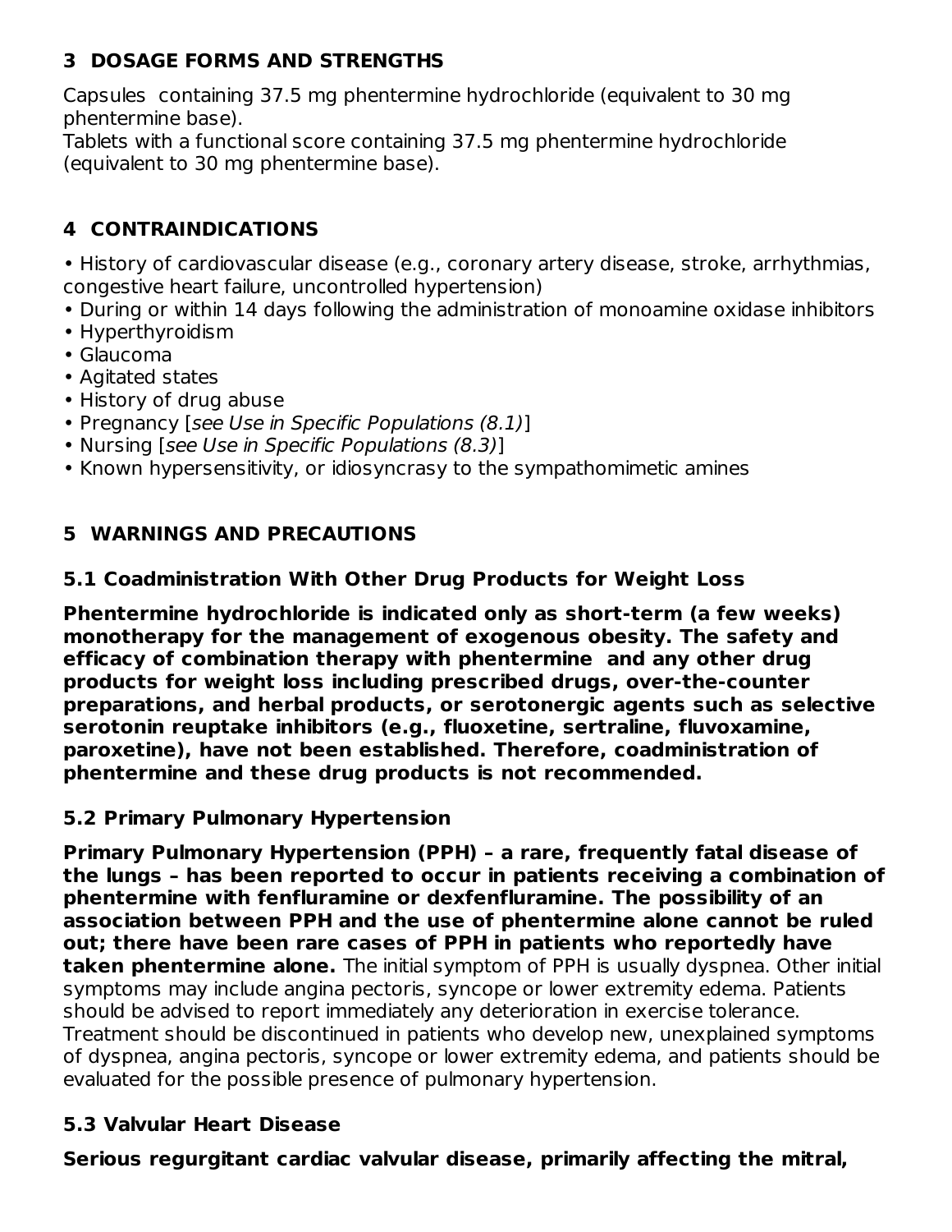## 3 DOSAGE FORMS AND STRENGTHS

Capsules containing 37.5 mg phentermine hydrochloride (equivalent to 30 mg phentermine base).
Tablets with a functional score containing 37.5 mg phentermine hydrochloride (equivalent to 30 mg phentermine base).

## 4 CONTRAINDICATIONS

- History of cardiovascular disease (e.g., coronary artery disease, stroke, arrhythmias, congestive heart failure, uncontrolled hypertension)
- During or within 14 days following the administration of monoamine oxidase inhibitors
- Hyperthyroidism
- Glaucoma
- Agitated states
- History of drug abuse
- Pregnancy [*see Use in Specific Populations (8.1)*]
- Nursing [*see Use in Specific Populations (8.3)*]
- Known hypersensitivity, or idiosyncrasy to the sympathomimetic amines

## 5 WARNINGS AND PRECAUTIONS

### 5.1 Coadministration With Other Drug Products for Weight Loss

**Phentermine hydrochloride is indicated only as short-term (a few weeks) monotherapy for the management of exogenous obesity. The safety and efficacy of combination therapy with phentermine and any other drug products for weight loss including prescribed drugs, over-the-counter preparations, and herbal products, or serotonergic agents such as selective serotonin reuptake inhibitors (e.g., fluoxetine, sertraline, fluvoxamine, paroxetine), have not been established. Therefore, coadministration of phentermine and these drug products is not recommended.**

### 5.2 Primary Pulmonary Hypertension

**Primary Pulmonary Hypertension (PPH) – a rare, frequently fatal disease of the lungs – has been reported to occur in patients receiving a combination of phentermine with fenfluramine or dexfenfluramine. The possibility of an association between PPH and the use of phentermine alone cannot be ruled out; there have been rare cases of PPH in patients who reportedly have taken phentermine alone.** The initial symptom of PPH is usually dyspnea. Other initial symptoms may include angina pectoris, syncope or lower extremity edema. Patients should be advised to report immediately any deterioration in exercise tolerance. Treatment should be discontinued in patients who develop new, unexplained symptoms of dyspnea, angina pectoris, syncope or lower extremity edema, and patients should be evaluated for the possible presence of pulmonary hypertension.

### 5.3 Valvular Heart Disease

**Serious regurgitant cardiac valvular disease, primarily affecting the mitral,**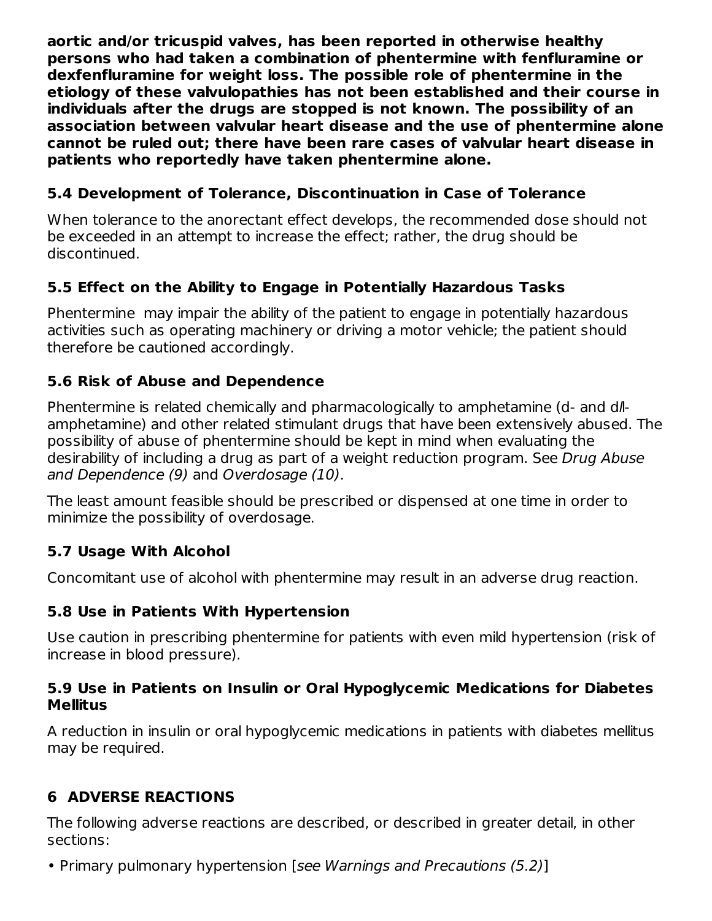**aortic and/or tricuspid valves, has been reported in otherwise healthy persons who had taken a combination of phentermine with fenfluramine or dexfenfluramine for weight loss. The possible role of phentermine in the etiology of these valvulopathies has not been established and their course in individuals after the drugs are stopped is not known. The possibility of an association between valvular heart disease and the use of phentermine alone cannot be ruled out; there have been rare cases of valvular heart disease in patients who reportedly have taken phentermine alone.**

### 5.4 Development of Tolerance, Discontinuation in Case of Tolerance

When tolerance to the anorectant effect develops, the recommended dose should not be exceeded in an attempt to increase the effect; rather, the drug should be discontinued.

### 5.5 Effect on the Ability to Engage in Potentially Hazardous Tasks

Phentermine may impair the ability of the patient to engage in potentially hazardous activities such as operating machinery or driving a motor vehicle; the patient should therefore be cautioned accordingly.

### 5.6 Risk of Abuse and Dependence

Phentermine is related chemically and pharmacologically to amphetamine (d- and d/l-amphetamine) and other related stimulant drugs that have been extensively abused. The possibility of abuse of phentermine should be kept in mind when evaluating the desirability of including a drug as part of a weight reduction program. See *Drug Abuse and Dependence (9)* and *Overdosage (10)*.

The least amount feasible should be prescribed or dispensed at one time in order to minimize the possibility of overdosage.

### 5.7 Usage With Alcohol

Concomitant use of alcohol with phentermine may result in an adverse drug reaction.

### 5.8 Use in Patients With Hypertension

Use caution in prescribing phentermine for patients with even mild hypertension (risk of increase in blood pressure).

### 5.9 Use in Patients on Insulin or Oral Hypoglycemic Medications for Diabetes Mellitus

A reduction in insulin or oral hypoglycemic medications in patients with diabetes mellitus may be required.

## 6 ADVERSE REACTIONS

The following adverse reactions are described, or described in greater detail, in other sections:

- Primary pulmonary hypertension [*see Warnings and Precautions (5.2)*]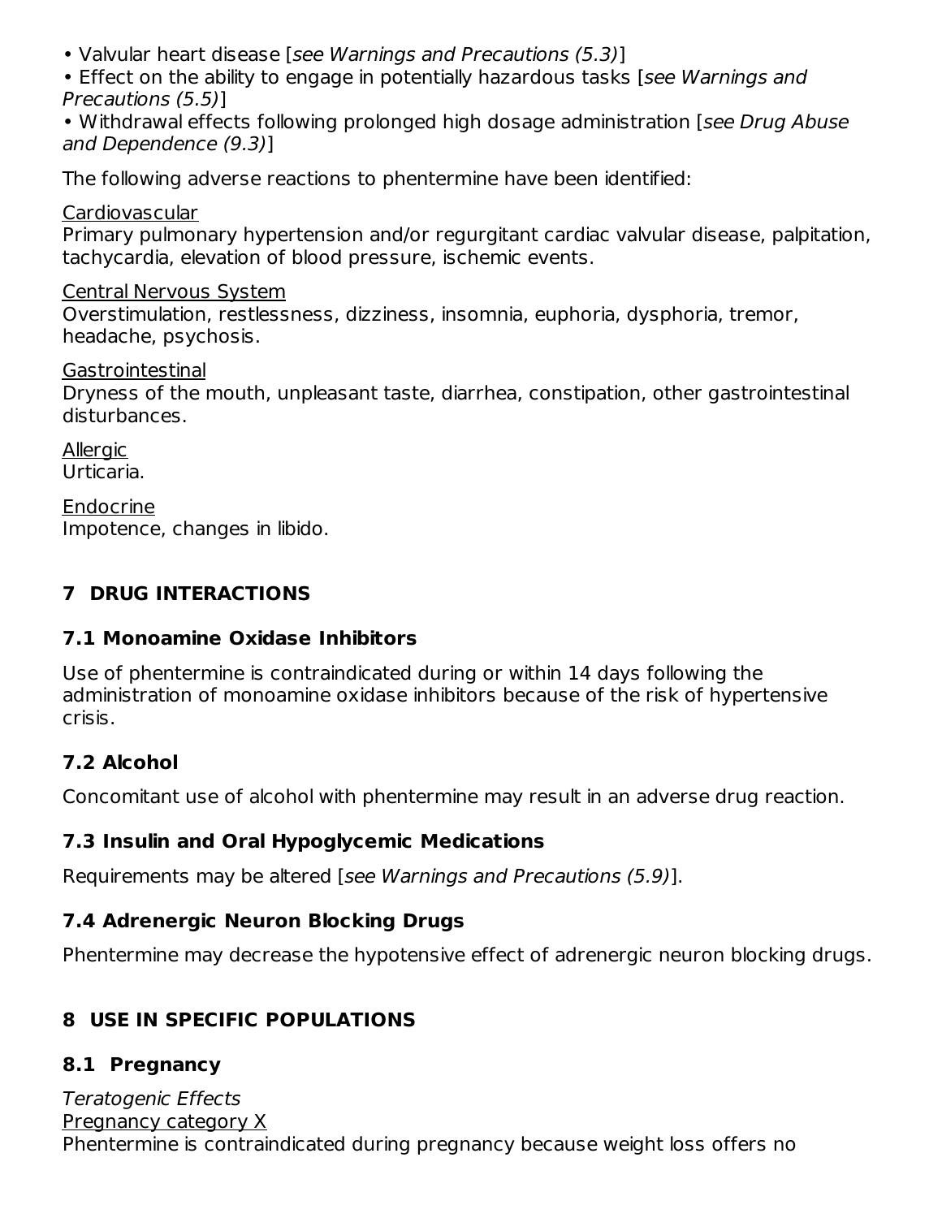- Valvular heart disease [*see Warnings and Precautions (5.3)*]
- Effect on the ability to engage in potentially hazardous tasks [*see Warnings and Precautions (5.5)*]
- Withdrawal effects following prolonged high dosage administration [*see Drug Abuse and Dependence (9.3)*]

The following adverse reactions to phentermine have been identified:

<u>Cardiovascular</u>
Primary pulmonary hypertension and/or regurgitant cardiac valvular disease, palpitation, tachycardia, elevation of blood pressure, ischemic events.

<u>Central Nervous System</u>
Overstimulation, restlessness, dizziness, insomnia, euphoria, dysphoria, tremor, headache, psychosis.

<u>Gastrointestinal</u>
Dryness of the mouth, unpleasant taste, diarrhea, constipation, other gastrointestinal disturbances.

<u>Allergic</u>
Urticaria.

<u>Endocrine</u>
Impotence, changes in libido.

## 7 DRUG INTERACTIONS

### 7.1 Monoamine Oxidase Inhibitors

Use of phentermine is contraindicated during or within 14 days following the administration of monoamine oxidase inhibitors because of the risk of hypertensive crisis.

### 7.2 Alcohol

Concomitant use of alcohol with phentermine may result in an adverse drug reaction.

### 7.3 Insulin and Oral Hypoglycemic Medications

Requirements may be altered [*see Warnings and Precautions (5.9)*].

### 7.4 Adrenergic Neuron Blocking Drugs

Phentermine may decrease the hypotensive effect of adrenergic neuron blocking drugs.

## 8 USE IN SPECIFIC POPULATIONS

### 8.1 Pregnancy

*Teratogenic Effects*
<u>Pregnancy category X</u>
Phentermine is contraindicated during pregnancy because weight loss offers no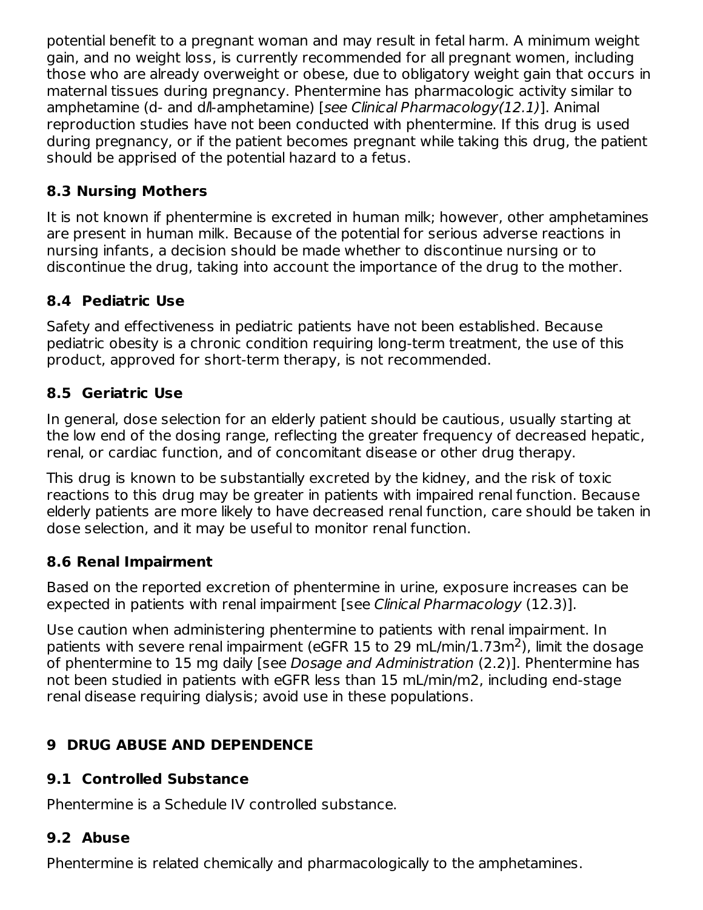potential benefit to a pregnant woman and may result in fetal harm. A minimum weight gain, and no weight loss, is currently recommended for all pregnant women, including those who are already overweight or obese, due to obligatory weight gain that occurs in maternal tissues during pregnancy. Phentermine has pharmacologic activity similar to amphetamine (d- and d/l-amphetamine) [*see Clinical Pharmacology(12.1)*]. Animal reproduction studies have not been conducted with phentermine. If this drug is used during pregnancy, or if the patient becomes pregnant while taking this drug, the patient should be apprised of the potential hazard to a fetus.

### 8.3 Nursing Mothers

It is not known if phentermine is excreted in human milk; however, other amphetamines are present in human milk. Because of the potential for serious adverse reactions in nursing infants, a decision should be made whether to discontinue nursing or to discontinue the drug, taking into account the importance of the drug to the mother.

### 8.4 Pediatric Use

Safety and effectiveness in pediatric patients have not been established. Because pediatric obesity is a chronic condition requiring long-term treatment, the use of this product, approved for short-term therapy, is not recommended.

### 8.5 Geriatric Use

In general, dose selection for an elderly patient should be cautious, usually starting at the low end of the dosing range, reflecting the greater frequency of decreased hepatic, renal, or cardiac function, and of concomitant disease or other drug therapy.

This drug is known to be substantially excreted by the kidney, and the risk of toxic reactions to this drug may be greater in patients with impaired renal function. Because elderly patients are more likely to have decreased renal function, care should be taken in dose selection, and it may be useful to monitor renal function.

### 8.6 Renal Impairment

Based on the reported excretion of phentermine in urine, exposure increases can be expected in patients with renal impairment [see *Clinical Pharmacology* (12.3)].

Use caution when administering phentermine to patients with renal impairment. In patients with severe renal impairment (eGFR 15 to 29 mL/min/1.73m$^2$), limit the dosage of phentermine to 15 mg daily [see *Dosage and Administration* (2.2)]. Phentermine has not been studied in patients with eGFR less than 15 mL/min/m2, including end-stage renal disease requiring dialysis; avoid use in these populations.

## 9 DRUG ABUSE AND DEPENDENCE

### 9.1 Controlled Substance

Phentermine is a Schedule IV controlled substance.

### 9.2 Abuse

Phentermine is related chemically and pharmacologically to the amphetamines.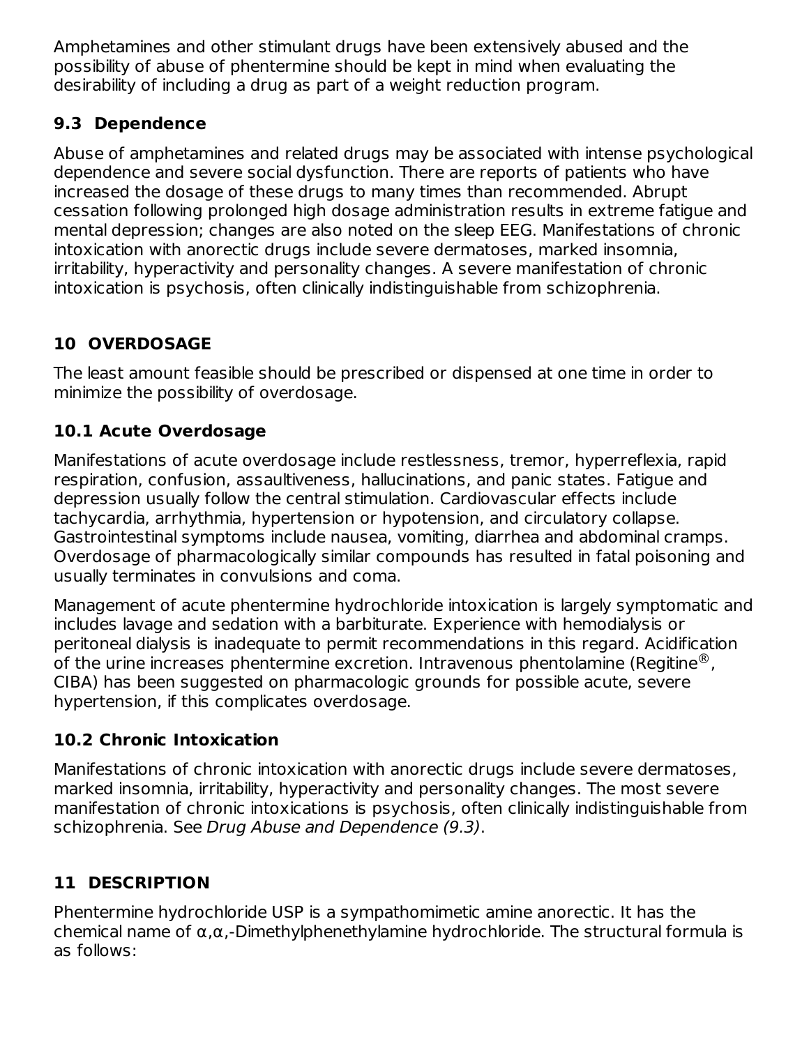Amphetamines and other stimulant drugs have been extensively abused and the possibility of abuse of phentermine should be kept in mind when evaluating the desirability of including a drug as part of a weight reduction program.

### 9.3 Dependence

Abuse of amphetamines and related drugs may be associated with intense psychological dependence and severe social dysfunction. There are reports of patients who have increased the dosage of these drugs to many times than recommended. Abrupt cessation following prolonged high dosage administration results in extreme fatigue and mental depression; changes are also noted on the sleep EEG. Manifestations of chronic intoxication with anorectic drugs include severe dermatoses, marked insomnia, irritability, hyperactivity and personality changes. A severe manifestation of chronic intoxication is psychosis, often clinically indistinguishable from schizophrenia.

## 10 OVERDOSAGE

The least amount feasible should be prescribed or dispensed at one time in order to minimize the possibility of overdosage.

### 10.1 Acute Overdosage

Manifestations of acute overdosage include restlessness, tremor, hyperreflexia, rapid respiration, confusion, assaultiveness, hallucinations, and panic states. Fatigue and depression usually follow the central stimulation. Cardiovascular effects include tachycardia, arrhythmia, hypertension or hypotension, and circulatory collapse. Gastrointestinal symptoms include nausea, vomiting, diarrhea and abdominal cramps. Overdosage of pharmacologically similar compounds has resulted in fatal poisoning and usually terminates in convulsions and coma.

Management of acute phentermine hydrochloride intoxication is largely symptomatic and includes lavage and sedation with a barbiturate. Experience with hemodialysis or peritoneal dialysis is inadequate to permit recommendations in this regard. Acidification of the urine increases phentermine excretion. Intravenous phentolamine (Regitine®, CIBA) has been suggested on pharmacologic grounds for possible acute, severe hypertension, if this complicates overdosage.

### 10.2 Chronic Intoxication

Manifestations of chronic intoxication with anorectic drugs include severe dermatoses, marked insomnia, irritability, hyperactivity and personality changes. The most severe manifestation of chronic intoxications is psychosis, often clinically indistinguishable from schizophrenia. See *Drug Abuse and Dependence (9.3)*.

## 11 DESCRIPTION

Phentermine hydrochloride USP is a sympathomimetic amine anorectic. It has the chemical name of α,α,-Dimethylphenethylamine hydrochloride. The structural formula is as follows: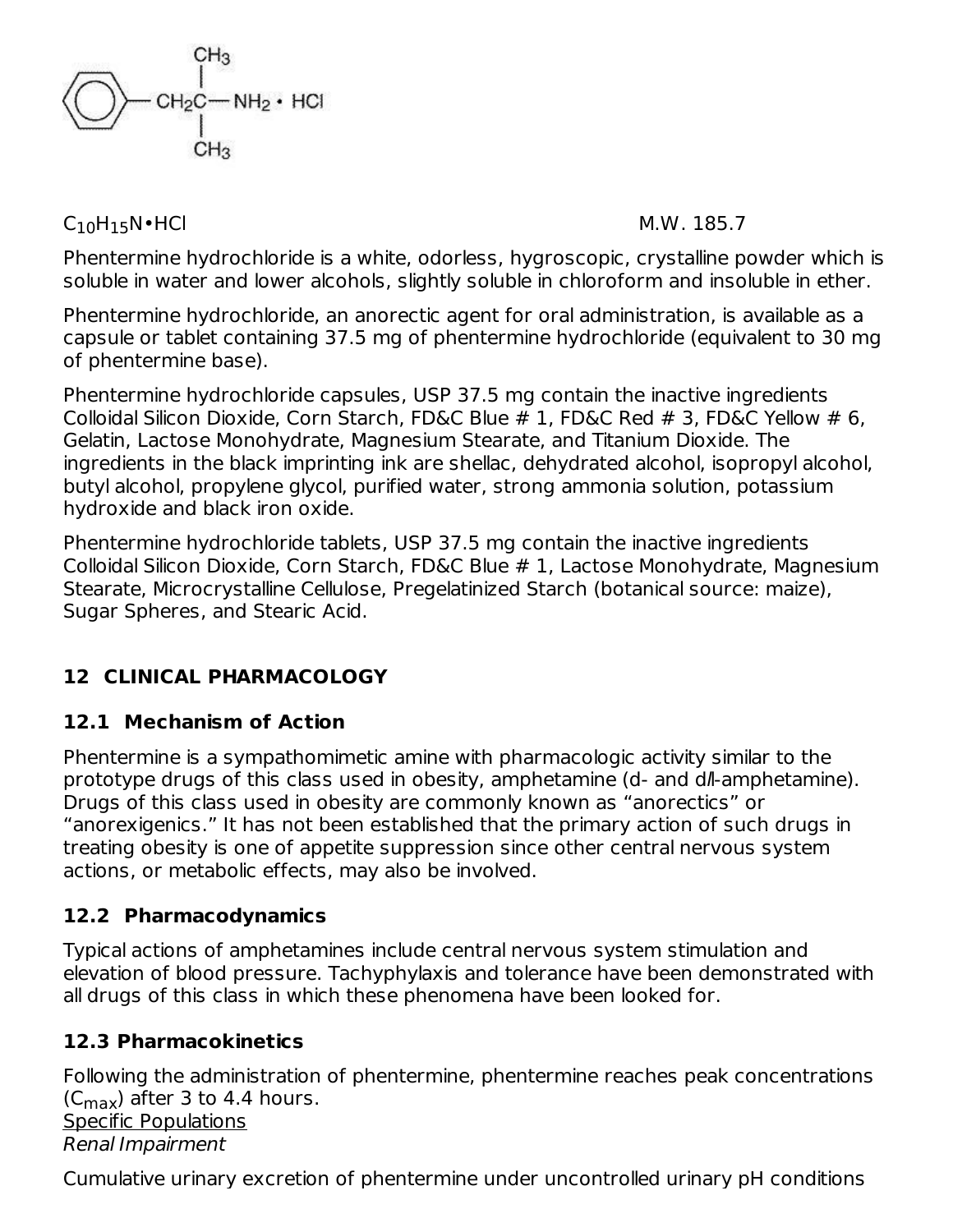$C_{10}H_{15}N \cdot HCl$ M.W. 185.7

Phentermine hydrochloride is a white, odorless, hygroscopic, crystalline powder which is soluble in water and lower alcohols, slightly soluble in chloroform and insoluble in ether.

Phentermine hydrochloride, an anorectic agent for oral administration, is available as a capsule or tablet containing 37.5 mg of phentermine hydrochloride (equivalent to 30 mg of phentermine base).

Phentermine hydrochloride capsules, USP 37.5 mg contain the inactive ingredients Colloidal Silicon Dioxide, Corn Starch, FD&C Blue # 1, FD&C Red # 3, FD&C Yellow # 6, Gelatin, Lactose Monohydrate, Magnesium Stearate, and Titanium Dioxide. The ingredients in the black imprinting ink are shellac, dehydrated alcohol, isopropyl alcohol, butyl alcohol, propylene glycol, purified water, strong ammonia solution, potassium hydroxide and black iron oxide.

Phentermine hydrochloride tablets, USP 37.5 mg contain the inactive ingredients Colloidal Silicon Dioxide, Corn Starch, FD&C Blue # 1, Lactose Monohydrate, Magnesium Stearate, Microcrystalline Cellulose, Pregelatinized Starch (botanical source: maize), Sugar Spheres, and Stearic Acid.

## 12 CLINICAL PHARMACOLOGY

### 12.1 Mechanism of Action

Phentermine is a sympathomimetic amine with pharmacologic activity similar to the prototype drugs of this class used in obesity, amphetamine (d- and d/l-amphetamine). Drugs of this class used in obesity are commonly known as “anorectics” or “anorexigenics.” It has not been established that the primary action of such drugs in treating obesity is one of appetite suppression since other central nervous system actions, or metabolic effects, may also be involved.

### 12.2 Pharmacodynamics

Typical actions of amphetamines include central nervous system stimulation and elevation of blood pressure. Tachyphylaxis and tolerance have been demonstrated with all drugs of this class in which these phenomena have been looked for.

### 12.3 Pharmacokinetics

Following the administration of phentermine, phentermine reaches peak concentrations ($C_{max}$) after 3 to 4.4 hours.

Specific Populations

*Renal Impairment*

Cumulative urinary excretion of phentermine under uncontrolled urinary pH conditions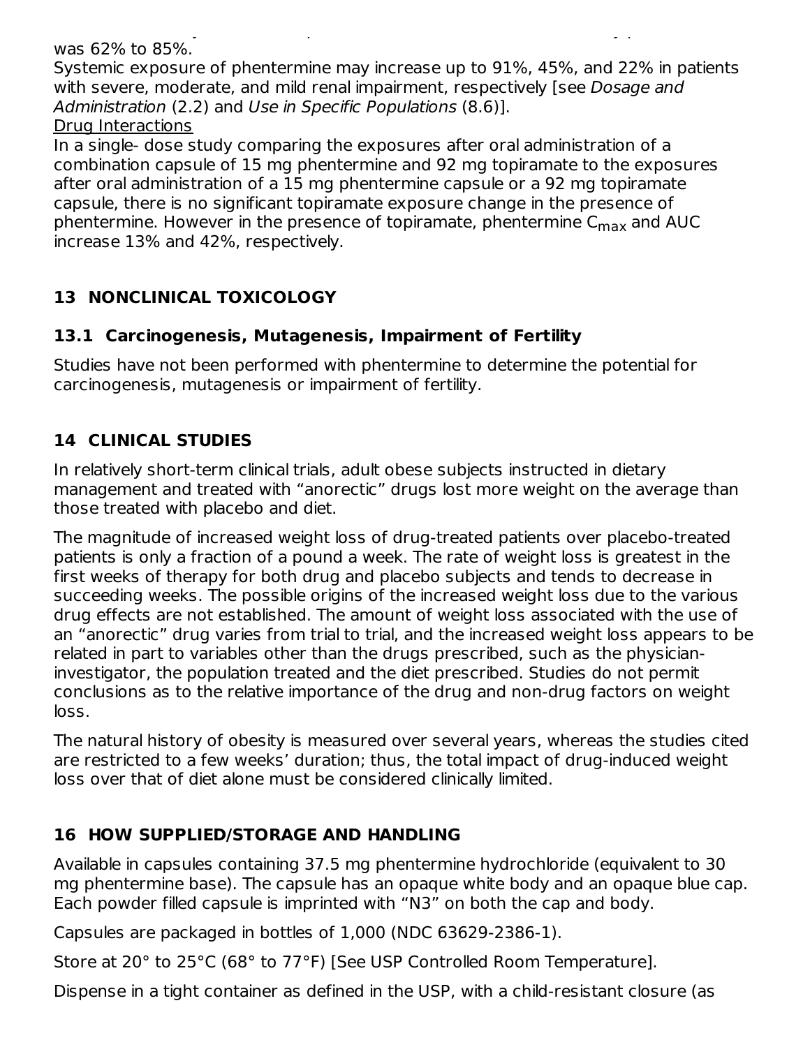was 62% to 85%.

Systemic exposure of phentermine may increase up to 91%, 45%, and 22% in patients with severe, moderate, and mild renal impairment, respectively [see *Dosage and Administration* (2.2) and *Use in Specific Populations* (8.6)].

Drug Interactions

In a single- dose study comparing the exposures after oral administration of a combination capsule of 15 mg phentermine and 92 mg topiramate to the exposures after oral administration of a 15 mg phentermine capsule or a 92 mg topiramate capsule, there is no significant topiramate exposure change in the presence of phentermine. However in the presence of topiramate, phentermine $C_{max}$ and AUC increase 13% and 42%, respectively.

## 13 NONCLINICAL TOXICOLOGY

### 13.1 Carcinogenesis, Mutagenesis, Impairment of Fertility

Studies have not been performed with phentermine to determine the potential for carcinogenesis, mutagenesis or impairment of fertility.

## 14 CLINICAL STUDIES

In relatively short-term clinical trials, adult obese subjects instructed in dietary management and treated with “anorectic” drugs lost more weight on the average than those treated with placebo and diet.

The magnitude of increased weight loss of drug-treated patients over placebo-treated patients is only a fraction of a pound a week. The rate of weight loss is greatest in the first weeks of therapy for both drug and placebo subjects and tends to decrease in succeeding weeks. The possible origins of the increased weight loss due to the various drug effects are not established. The amount of weight loss associated with the use of an “anorectic” drug varies from trial to trial, and the increased weight loss appears to be related in part to variables other than the drugs prescribed, such as the physician-investigator, the population treated and the diet prescribed. Studies do not permit conclusions as to the relative importance of the drug and non-drug factors on weight loss.

The natural history of obesity is measured over several years, whereas the studies cited are restricted to a few weeks’ duration; thus, the total impact of drug-induced weight loss over that of diet alone must be considered clinically limited.

## 16 HOW SUPPLIED/STORAGE AND HANDLING

Available in capsules containing 37.5 mg phentermine hydrochloride (equivalent to 30 mg phentermine base). The capsule has an opaque white body and an opaque blue cap. Each powder filled capsule is imprinted with “N3” on both the cap and body.

Capsules are packaged in bottles of 1,000 (NDC 63629-2386-1).

Store at 20° to 25°C (68° to 77°F) [See USP Controlled Room Temperature].

Dispense in a tight container as defined in the USP, with a child-resistant closure (as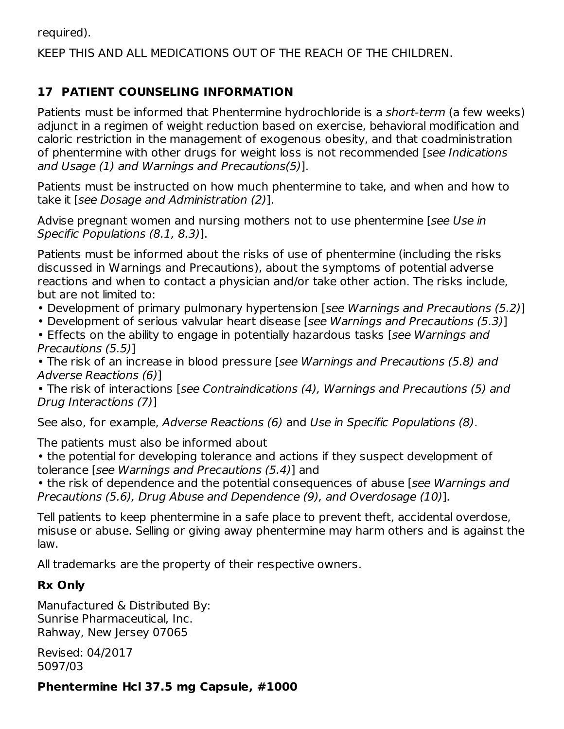required).

KEEP THIS AND ALL MEDICATIONS OUT OF THE REACH OF THE CHILDREN.

## 17 PATIENT COUNSELING INFORMATION

Patients must be informed that Phentermine hydrochloride is a *short-term* (a few weeks) adjunct in a regimen of weight reduction based on exercise, behavioral modification and caloric restriction in the management of exogenous obesity, and that coadministration of phentermine with other drugs for weight loss is not recommended [*see Indications and Usage (1) and Warnings and Precautions(5)*].

Patients must be instructed on how much phentermine to take, and when and how to take it [*see Dosage and Administration (2)*].

Advise pregnant women and nursing mothers not to use phentermine [*see Use in Specific Populations (8.1, 8.3)*].

Patients must be informed about the risks of use of phentermine (including the risks discussed in Warnings and Precautions), about the symptoms of potential adverse reactions and when to contact a physician and/or take other action. The risks include, but are not limited to:

- Development of primary pulmonary hypertension [*see Warnings and Precautions (5.2)*]
- Development of serious valvular heart disease [*see Warnings and Precautions (5.3)*]
- Effects on the ability to engage in potentially hazardous tasks [*see Warnings and Precautions (5.5)*]
- The risk of an increase in blood pressure [*see Warnings and Precautions (5.8) and Adverse Reactions (6)*]
- The risk of interactions [*see Contraindications (4), Warnings and Precautions (5) and Drug Interactions (7)*]

See also, for example, *Adverse Reactions (6)* and *Use in Specific Populations (8)*.

The patients must also be informed about

- the potential for developing tolerance and actions if they suspect development of tolerance [*see Warnings and Precautions (5.4)*] and
- the risk of dependence and the potential consequences of abuse [*see Warnings and Precautions (5.6), Drug Abuse and Dependence (9), and Overdosage (10)*].

Tell patients to keep phentermine in a safe place to prevent theft, accidental overdose, misuse or abuse. Selling or giving away phentermine may harm others and is against the law.

All trademarks are the property of their respective owners.

**Rx Only**

Manufactured & Distributed By:
Sunrise Pharmaceutical, Inc.
Rahway, New Jersey 07065

Revised: 04/2017
5097/03

**Phentermine Hcl 37.5 mg Capsule, #1000**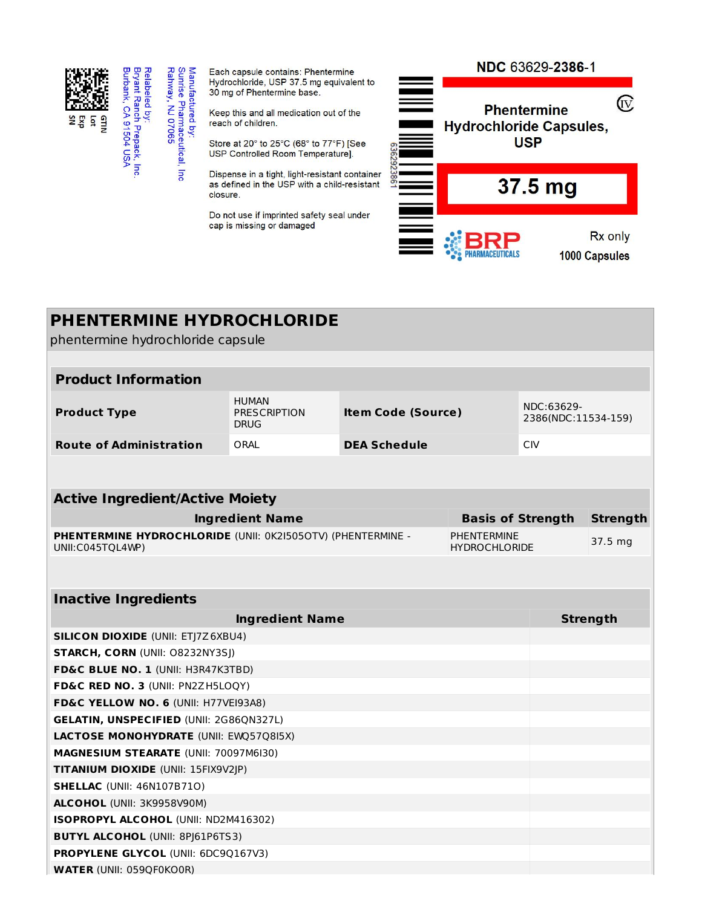GTIN
Lot
Exp
SN

Relabeled by:
Bryant Ranch Prepack, Inc.
Burbank, CA 91504 USA

Manufactured by:
Sunrise Pharmaceutical, Inc
Rahway, NJ 07065

Each capsule contains: Phentermine Hydrochloride, USP 37.5 mg equivalent to 30 mg of Phentermine base.

Keep this and all medication out of the reach of children.

Store at 20° to 25°C (68° to 77°F) [See USP Controlled Room Temperature].

Dispense in a tight, light-resistant container as defined in the USP with a child-resistant closure.

Do not use if imprinted safety seal under cap is missing or damaged

636292386​1

NDC 63629-**2386**-1

CIV

**Phentermine Hydrochloride Capsules, USP**

**37.5 mg**

BRP PHARMACEUTICALS

Rx only

1000 Capsules

# PHENTERMINE HYDROCHLORIDE

phentermine hydrochloride capsule

| **Product Information** | | | |
|---|---|---|---|
| **Product Type** | HUMAN PRESCRIPTION DRUG | **Item Code (Source)** | NDC:63629-2386(NDC:11534-159) |
| **Route of Administration** | ORAL | **DEA Schedule** | CIV |

| **Active Ingredient/Active Moiety** | | |
|---|---|---|
| **Ingredient Name** | **Basis of Strength** | **Strength** |
| **PHENTERMINE HYDROCHLORIDE** (UNII: 0K2I505OTV) (PHENTERMINE - UNII:C045TQL4WP) | PHENTERMINE HYDROCHLORIDE | 37.5 mg |

| **Inactive Ingredients** | |
|---|---|
| **Ingredient Name** | **Strength** |
| **SILICON DIOXIDE** (UNII: ETJ7Z6XBU4) | |
| **STARCH, CORN** (UNII: O8232NY3SJ) | |
| **FD&C BLUE NO. 1** (UNII: H3R47K3TBD) | |
| **FD&C RED NO. 3** (UNII: PN2ZH5LOQY) | |
| **FD&C YELLOW NO. 6** (UNII: H77VEI93A8) | |
| **GELATIN, UNSPECIFIED** (UNII: 2G86QN327L) | |
| **LACTOSE MONOHYDRATE** (UNII: EWQ57Q8I5X) | |
| **MAGNESIUM STEARATE** (UNII: 70097M6I30) | |
| **TITANIUM DIOXIDE** (UNII: 15FIX9V2JP) | |
| **SHELLAC** (UNII: 46N107B71O) | |
| **ALCOHOL** (UNII: 3K9958V90M) | |
| **ISOPROPYL ALCOHOL** (UNII: ND2M416302) | |
| **BUTYL ALCOHOL** (UNII: 8PJ61P6TS3) | |
| **PROPYLENE GLYCOL** (UNII: 6DC9Q167V3) | |
| **WATER** (UNII: 059QF0KO0R) | |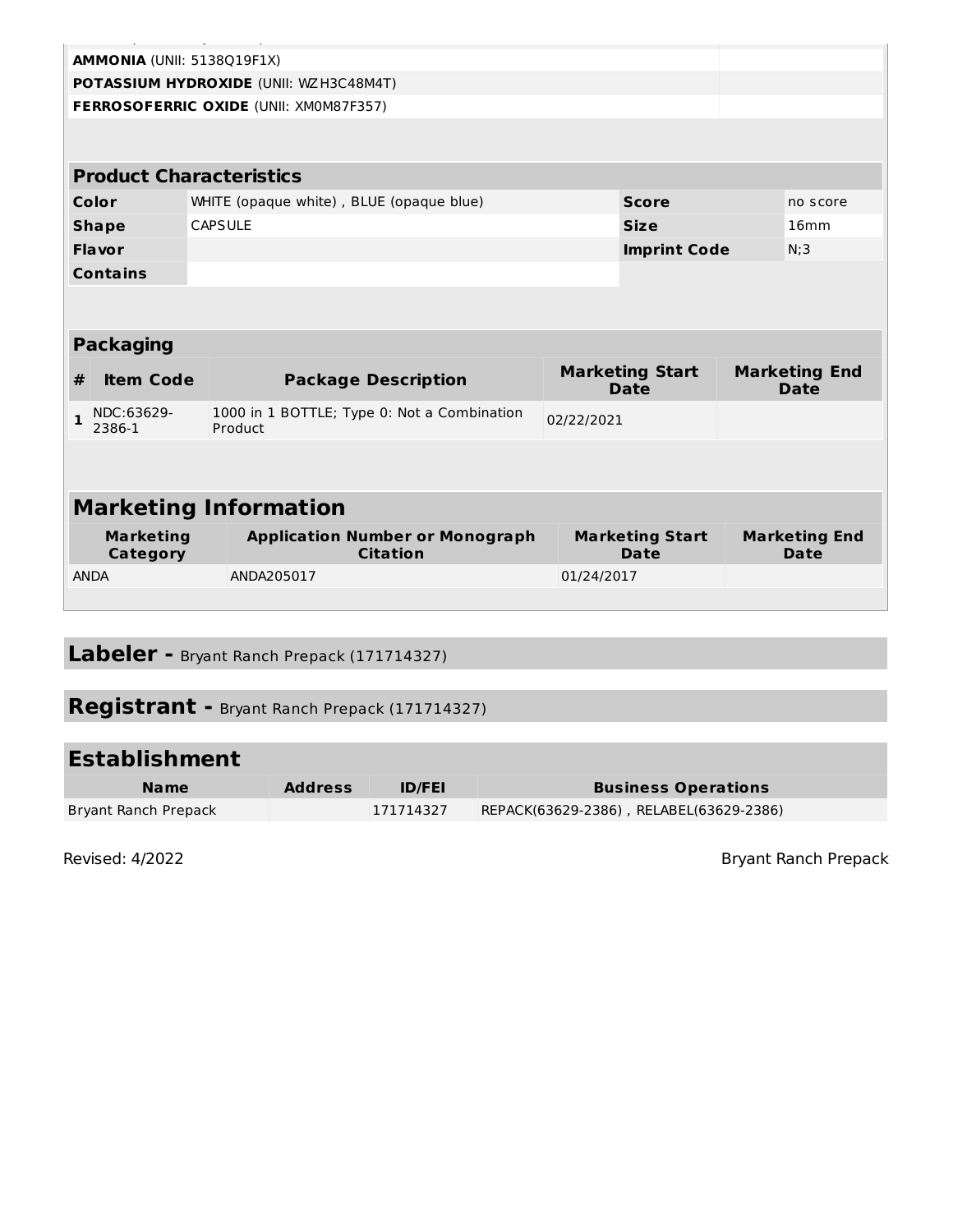| | |
|---|---|
| **AMMONIA** (UNII: 5138Q19F1X) | |
| **POTASSIUM HYDROXIDE** (UNII: WZH3C48M4T) | |
| **FERROSOFERRIC OXIDE** (UNII: XM0M87F357) | |

| **Product Characteristics** | | | |
|---|---|---|---|
| **Color** | WHITE (opaque white) , BLUE (opaque blue) | **Score** | no score |
| **Shape** | CAPSULE | **Size** | 16mm |
| **Flavor** | | **Imprint Code** | N;3 |
| **Contains** | | | |

**Packaging**

| # | Item Code | Package Description | Marketing Start Date | Marketing End Date |
|---|---|---|---|---|
| 1 | NDC:63629-2386-1 | 1000 in 1 BOTTLE; Type 0: Not a Combination Product | 02/22/2021 | |

**Marketing Information**

| Marketing Category | Application Number or Monograph Citation | Marketing Start Date | Marketing End Date |
|---|---|---|---|
| ANDA | ANDA205017 | 01/24/2017 | |

## Labeler - Bryant Ranch Prepack (171714327)

## Registrant - Bryant Ranch Prepack (171714327)

## Establishment

| Name | Address | ID/FEI | Business Operations |
|---|---|---|---|
| Bryant Ranch Prepack | | 171714327 | REPACK(63629-2386) , RELABEL(63629-2386) |

Revised: 4/2022

Bryant Ranch Prepack